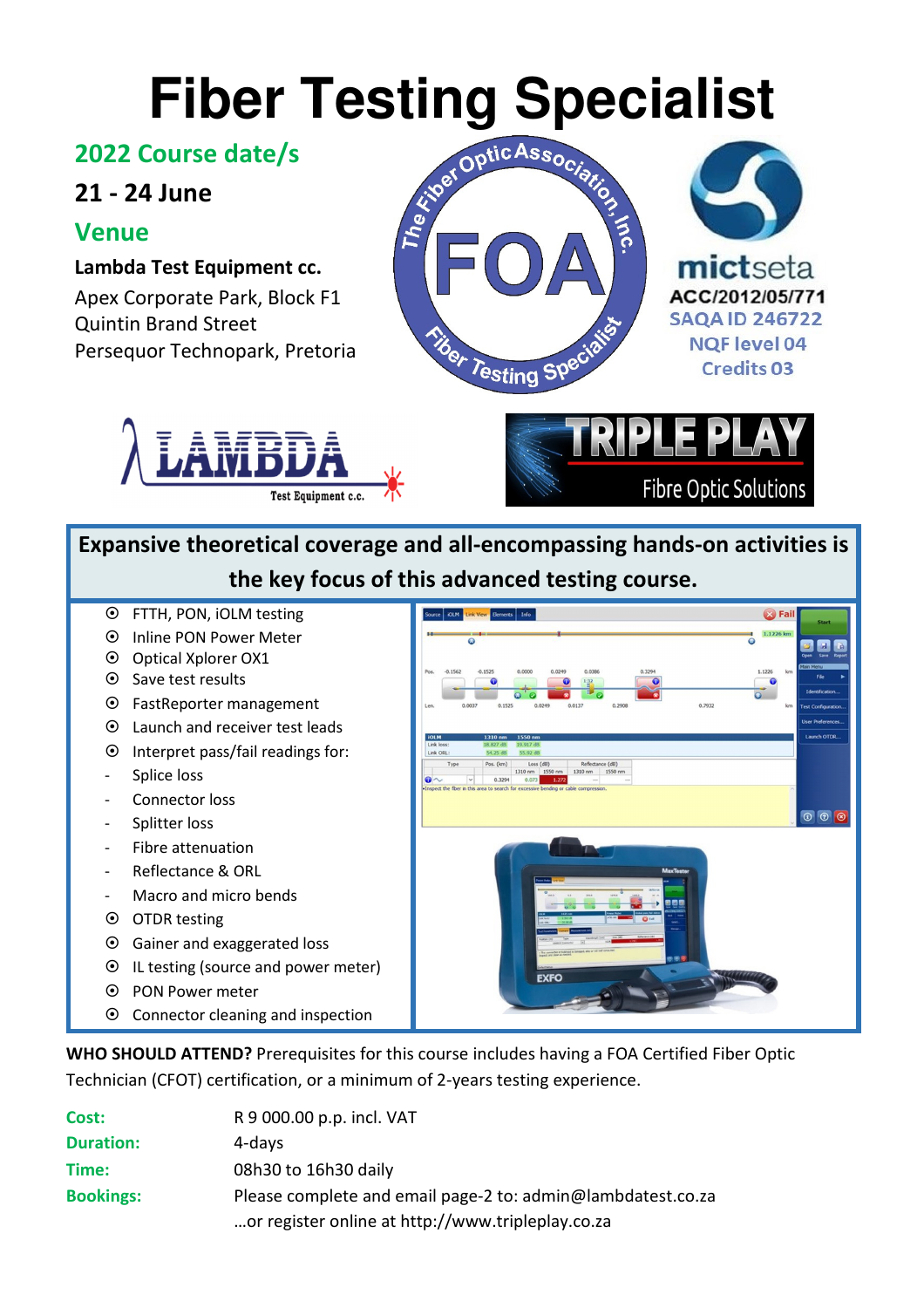# Fiber Testing Specialist

## 2022 Course date/s

**21 - 24 June**

## Venue

**Lambda Test Equipment cc.**

Apex Corporate Park, Block F1
Quintin Brand Street
Persequor Technopark, Pretoria

The Fiber Optic Association, Inc.
FOA
Fiber Testing Specialist

mictseta
ACC/2012/05/771
SAQA ID 246722
NQF level 04
Credits 03

LAMBDA Test Equipment c.c.

TRIPLE PLAY Fibre Optic Solutions

**Expansive theoretical coverage and all-encompassing hands-on activities is the key focus of this advanced testing course.**

- FTTH, PON, iOLM testing
- Inline PON Power Meter
- Optical Xplorer OX1
- Save test results
- FastReporter management
- Launch and receiver test leads
- Interpret pass/fail readings for:
  - Splice loss
  - Connector loss
  - Splitter loss
  - Fibre attenuation
  - Reflectance & ORL
  - Macro and micro bends
- OTDR testing
- Gainer and exaggerated loss
- IL testing (source and power meter)
- PON Power meter
- Connector cleaning and inspection

**WHO SHOULD ATTEND?** Prerequisites for this course includes having a FOA Certified Fiber Optic Technician (CFOT) certification, or a minimum of 2-years testing experience.

| | |
|---|---|
| **Cost:** | R 9 000.00 p.p. incl. VAT |
| **Duration:** | 4-days |
| **Time:** | 08h30 to 16h30 daily |
| **Bookings:** | Please complete and email page-2 to: admin@lambdatest.co.za |
| | …or register online at http://www.tripleplay.co.za |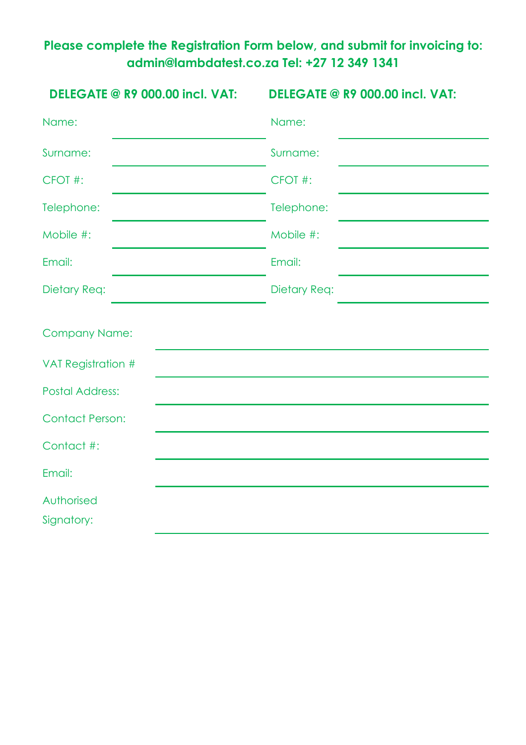**Please complete the Registration Form below, and submit for invoicing to: admin@lambdatest.co.za Tel: +27 12 349 1341**

| **DELEGATE @ R9 000.00 incl. VAT:** | | **DELEGATE @ R9 000.00 incl. VAT:** | |
|---|---|---|---|
| Name: | | Name: | |
| Surname: | | Surname: | |
| CFOT #: | | CFOT #: | |
| Telephone: | | Telephone: | |
| Mobile #: | | Mobile #: | |
| Email: | | Email: | |
| Dietary Req: | | Dietary Req: | |

| | |
|---|---|
| Company Name: | |
| VAT Registration # | |
| Postal Address: | |
| Contact Person: | |
| Contact #: | |
| Email: | |
| Authorised Signatory: | |